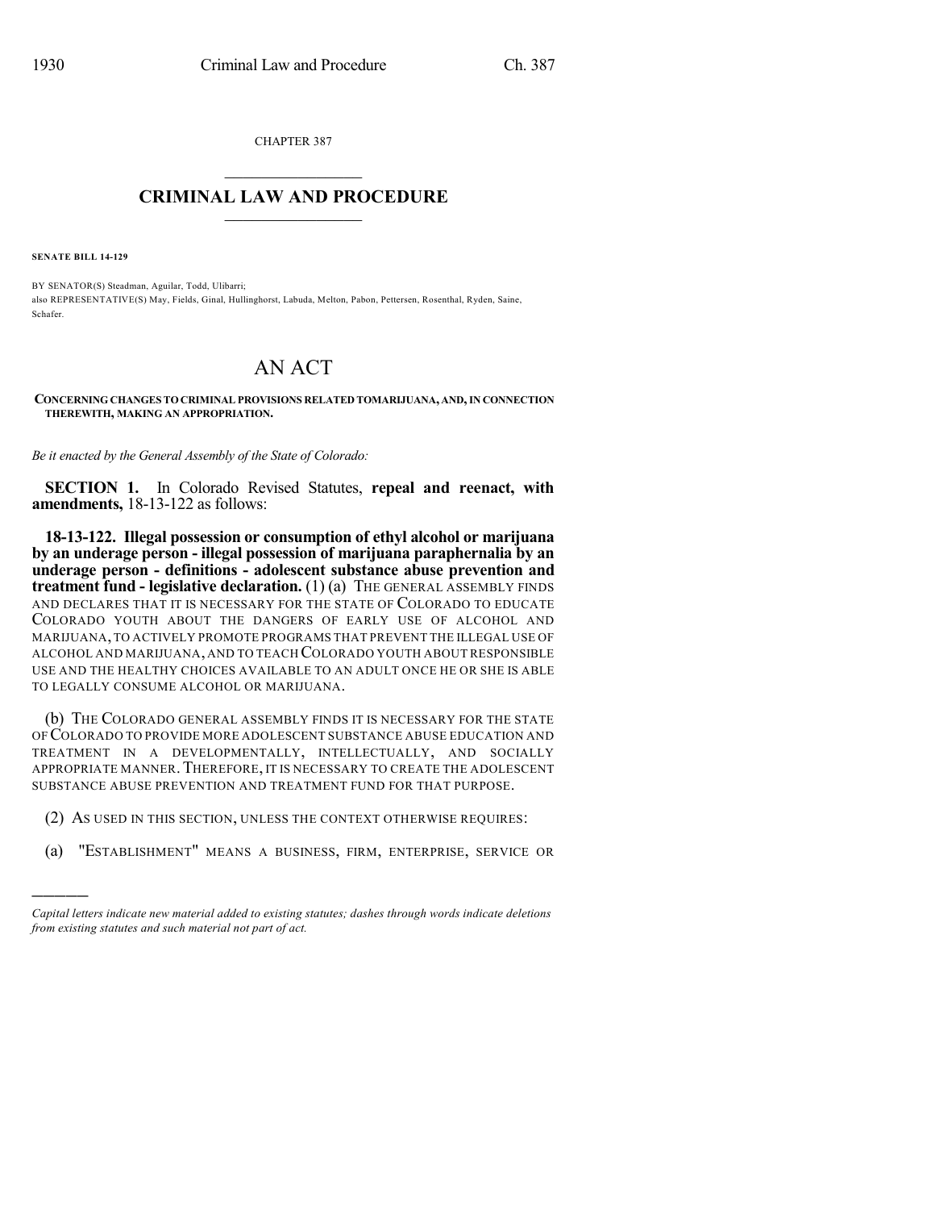CHAPTER 387

# CRIMINAL LAW AND PROCEDURE

**SENATE BILL 14-129**

BY SENATOR(S) Steadman, Aguilar, Todd, Ulibarri;
also REPRESENTATIVE(S) May, Fields, Ginal, Hullinghorst, Labuda, Melton, Pabon, Pettersen, Rosenthal, Ryden, Saine, Schafer.

# AN ACT

**CONCERNING CHANGES TO CRIMINAL PROVISIONS RELATED TO MARIJUANA, AND, IN CONNECTION THEREWITH, MAKING AN APPROPRIATION.**

*Be it enacted by the General Assembly of the State of Colorado:*

**SECTION 1.** In Colorado Revised Statutes, **repeal and reenact, with amendments,** 18-13-122 as follows:

**18-13-122. Illegal possession or consumption of ethyl alcohol or marijuana by an underage person - illegal possession of marijuana paraphernalia by an underage person - definitions - adolescent substance abuse prevention and treatment fund - legislative declaration.** (1) (a) THE GENERAL ASSEMBLY FINDS AND DECLARES THAT IT IS NECESSARY FOR THE STATE OF COLORADO TO EDUCATE COLORADO YOUTH ABOUT THE DANGERS OF EARLY USE OF ALCOHOL AND MARIJUANA, TO ACTIVELY PROMOTE PROGRAMS THAT PREVENT THE ILLEGAL USE OF ALCOHOL AND MARIJUANA, AND TO TEACH COLORADO YOUTH ABOUT RESPONSIBLE USE AND THE HEALTHY CHOICES AVAILABLE TO AN ADULT ONCE HE OR SHE IS ABLE TO LEGALLY CONSUME ALCOHOL OR MARIJUANA.

(b) THE COLORADO GENERAL ASSEMBLY FINDS IT IS NECESSARY FOR THE STATE OF COLORADO TO PROVIDE MORE ADOLESCENT SUBSTANCE ABUSE EDUCATION AND TREATMENT IN A DEVELOPMENTALLY, INTELLECTUALLY, AND SOCIALLY APPROPRIATE MANNER. THEREFORE, IT IS NECESSARY TO CREATE THE ADOLESCENT SUBSTANCE ABUSE PREVENTION AND TREATMENT FUND FOR THAT PURPOSE.

(2) AS USED IN THIS SECTION, UNLESS THE CONTEXT OTHERWISE REQUIRES:

(a) "ESTABLISHMENT" MEANS A BUSINESS, FIRM, ENTERPRISE, SERVICE OR

---

*Capital letters indicate new material added to existing statutes; dashes through words indicate deletions from existing statutes and such material not part of act.*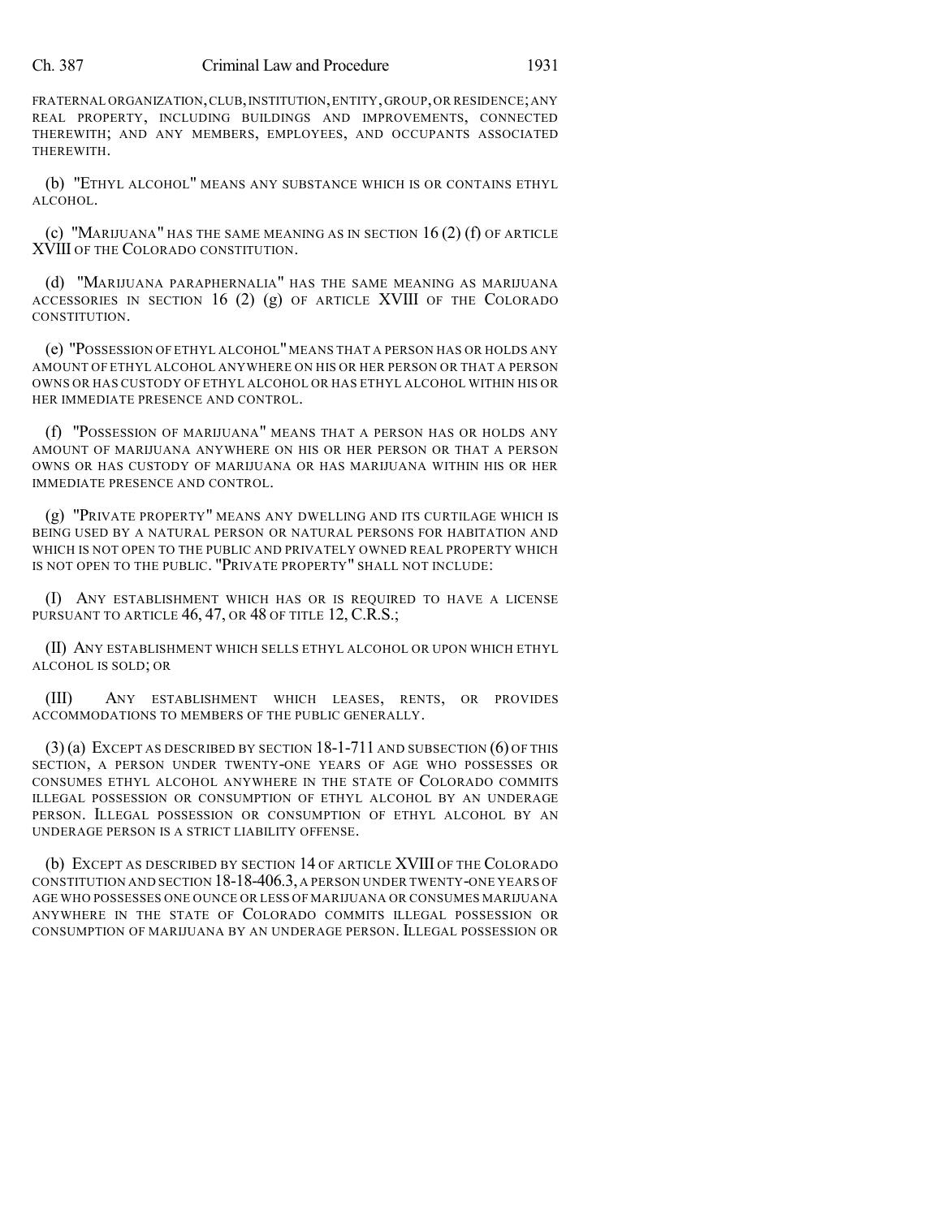FRATERNAL ORGANIZATION, CLUB, INSTITUTION, ENTITY, GROUP, OR RESIDENCE; ANY REAL PROPERTY, INCLUDING BUILDINGS AND IMPROVEMENTS, CONNECTED THEREWITH; AND ANY MEMBERS, EMPLOYEES, AND OCCUPANTS ASSOCIATED THEREWITH.

(b) "ETHYL ALCOHOL" MEANS ANY SUBSTANCE WHICH IS OR CONTAINS ETHYL ALCOHOL.

(c) "MARIJUANA" HAS THE SAME MEANING AS IN SECTION 16 (2) (f) OF ARTICLE XVIII OF THE COLORADO CONSTITUTION.

(d) "MARIJUANA PARAPHERNALIA" HAS THE SAME MEANING AS MARIJUANA ACCESSORIES IN SECTION 16 (2) (g) OF ARTICLE XVIII OF THE COLORADO CONSTITUTION.

(e) "POSSESSION OF ETHYL ALCOHOL" MEANS THAT A PERSON HAS OR HOLDS ANY AMOUNT OF ETHYL ALCOHOL ANYWHERE ON HIS OR HER PERSON OR THAT A PERSON OWNS OR HAS CUSTODY OF ETHYL ALCOHOL OR HAS ETHYL ALCOHOL WITHIN HIS OR HER IMMEDIATE PRESENCE AND CONTROL.

(f) "POSSESSION OF MARIJUANA" MEANS THAT A PERSON HAS OR HOLDS ANY AMOUNT OF MARIJUANA ANYWHERE ON HIS OR HER PERSON OR THAT A PERSON OWNS OR HAS CUSTODY OF MARIJUANA OR HAS MARIJUANA WITHIN HIS OR HER IMMEDIATE PRESENCE AND CONTROL.

(g) "PRIVATE PROPERTY" MEANS ANY DWELLING AND ITS CURTILAGE WHICH IS BEING USED BY A NATURAL PERSON OR NATURAL PERSONS FOR HABITATION AND WHICH IS NOT OPEN TO THE PUBLIC AND PRIVATELY OWNED REAL PROPERTY WHICH IS NOT OPEN TO THE PUBLIC. "PRIVATE PROPERTY" SHALL NOT INCLUDE:

(I) ANY ESTABLISHMENT WHICH HAS OR IS REQUIRED TO HAVE A LICENSE PURSUANT TO ARTICLE 46, 47, OR 48 OF TITLE 12, C.R.S.;

(II) ANY ESTABLISHMENT WHICH SELLS ETHYL ALCOHOL OR UPON WHICH ETHYL ALCOHOL IS SOLD; OR

(III) ANY ESTABLISHMENT WHICH LEASES, RENTS, OR PROVIDES ACCOMMODATIONS TO MEMBERS OF THE PUBLIC GENERALLY.

(3) (a) EXCEPT AS DESCRIBED BY SECTION 18-1-711 AND SUBSECTION (6) OF THIS SECTION, A PERSON UNDER TWENTY-ONE YEARS OF AGE WHO POSSESSES OR CONSUMES ETHYL ALCOHOL ANYWHERE IN THE STATE OF COLORADO COMMITS ILLEGAL POSSESSION OR CONSUMPTION OF ETHYL ALCOHOL BY AN UNDERAGE PERSON. ILLEGAL POSSESSION OR CONSUMPTION OF ETHYL ALCOHOL BY AN UNDERAGE PERSON IS A STRICT LIABILITY OFFENSE.

(b) EXCEPT AS DESCRIBED BY SECTION 14 OF ARTICLE XVIII OF THE COLORADO CONSTITUTION AND SECTION 18-18-406.3, A PERSON UNDER TWENTY-ONE YEARS OF AGE WHO POSSESSES ONE OUNCE OR LESS OF MARIJUANA OR CONSUMES MARIJUANA ANYWHERE IN THE STATE OF COLORADO COMMITS ILLEGAL POSSESSION OR CONSUMPTION OF MARIJUANA BY AN UNDERAGE PERSON. ILLEGAL POSSESSION OR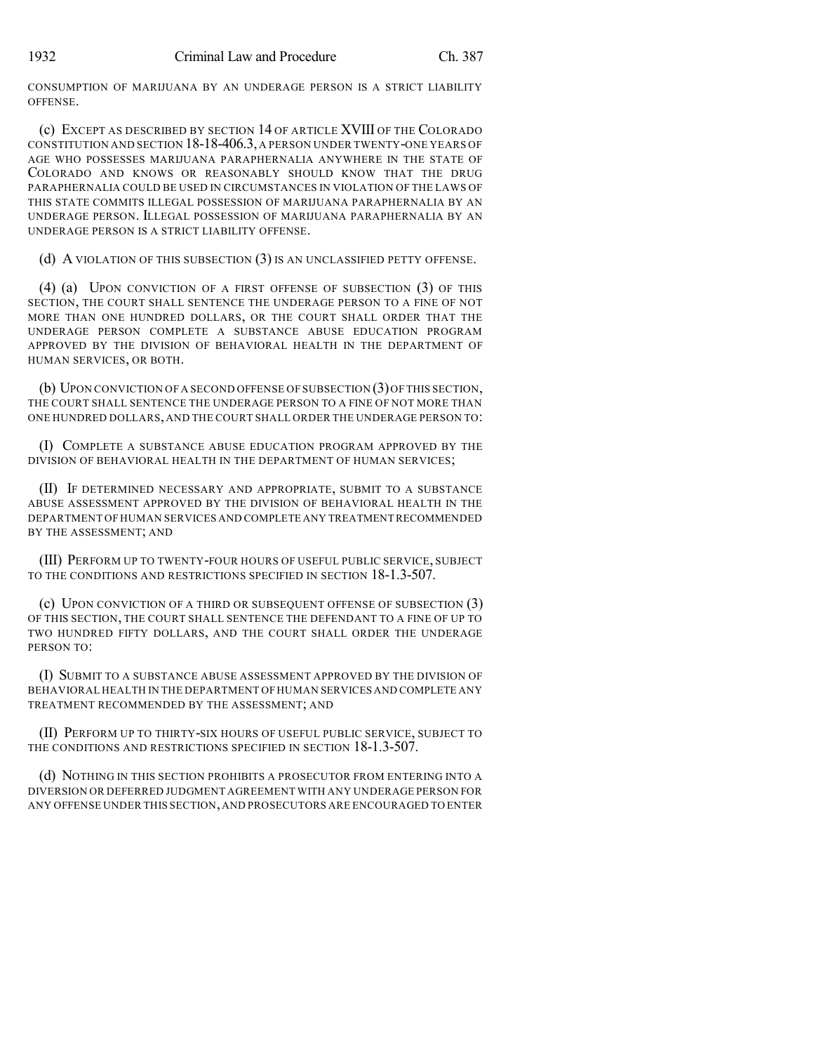CONSUMPTION OF MARIJUANA BY AN UNDERAGE PERSON IS A STRICT LIABILITY OFFENSE.

(c) EXCEPT AS DESCRIBED BY SECTION 14 OF ARTICLE XVIII OF THE COLORADO CONSTITUTION AND SECTION 18-18-406.3, A PERSON UNDER TWENTY-ONE YEARS OF AGE WHO POSSESSES MARIJUANA PARAPHERNALIA ANYWHERE IN THE STATE OF COLORADO AND KNOWS OR REASONABLY SHOULD KNOW THAT THE DRUG PARAPHERNALIA COULD BE USED IN CIRCUMSTANCES IN VIOLATION OF THE LAWS OF THIS STATE COMMITS ILLEGAL POSSESSION OF MARIJUANA PARAPHERNALIA BY AN UNDERAGE PERSON. ILLEGAL POSSESSION OF MARIJUANA PARAPHERNALIA BY AN UNDERAGE PERSON IS A STRICT LIABILITY OFFENSE.

(d) A VIOLATION OF THIS SUBSECTION (3) IS AN UNCLASSIFIED PETTY OFFENSE.

(4) (a) UPON CONVICTION OF A FIRST OFFENSE OF SUBSECTION (3) OF THIS SECTION, THE COURT SHALL SENTENCE THE UNDERAGE PERSON TO A FINE OF NOT MORE THAN ONE HUNDRED DOLLARS, OR THE COURT SHALL ORDER THAT THE UNDERAGE PERSON COMPLETE A SUBSTANCE ABUSE EDUCATION PROGRAM APPROVED BY THE DIVISION OF BEHAVIORAL HEALTH IN THE DEPARTMENT OF HUMAN SERVICES, OR BOTH.

(b) UPON CONVICTION OF A SECOND OFFENSE OF SUBSECTION (3) OF THIS SECTION, THE COURT SHALL SENTENCE THE UNDERAGE PERSON TO A FINE OF NOT MORE THAN ONE HUNDRED DOLLARS, AND THE COURT SHALL ORDER THE UNDERAGE PERSON TO:

(I) COMPLETE A SUBSTANCE ABUSE EDUCATION PROGRAM APPROVED BY THE DIVISION OF BEHAVIORAL HEALTH IN THE DEPARTMENT OF HUMAN SERVICES;

(II) IF DETERMINED NECESSARY AND APPROPRIATE, SUBMIT TO A SUBSTANCE ABUSE ASSESSMENT APPROVED BY THE DIVISION OF BEHAVIORAL HEALTH IN THE DEPARTMENT OF HUMAN SERVICES AND COMPLETE ANY TREATMENT RECOMMENDED BY THE ASSESSMENT; AND

(III) PERFORM UP TO TWENTY-FOUR HOURS OF USEFUL PUBLIC SERVICE, SUBJECT TO THE CONDITIONS AND RESTRICTIONS SPECIFIED IN SECTION 18-1.3-507.

(c) UPON CONVICTION OF A THIRD OR SUBSEQUENT OFFENSE OF SUBSECTION (3) OF THIS SECTION, THE COURT SHALL SENTENCE THE DEFENDANT TO A FINE OF UP TO TWO HUNDRED FIFTY DOLLARS, AND THE COURT SHALL ORDER THE UNDERAGE PERSON TO:

(I) SUBMIT TO A SUBSTANCE ABUSE ASSESSMENT APPROVED BY THE DIVISION OF BEHAVIORAL HEALTH IN THE DEPARTMENT OF HUMAN SERVICES AND COMPLETE ANY TREATMENT RECOMMENDED BY THE ASSESSMENT; AND

(II) PERFORM UP TO THIRTY-SIX HOURS OF USEFUL PUBLIC SERVICE, SUBJECT TO THE CONDITIONS AND RESTRICTIONS SPECIFIED IN SECTION 18-1.3-507.

(d) NOTHING IN THIS SECTION PROHIBITS A PROSECUTOR FROM ENTERING INTO A DIVERSION OR DEFERRED JUDGMENT AGREEMENT WITH ANY UNDERAGE PERSON FOR ANY OFFENSE UNDER THIS SECTION, AND PROSECUTORS ARE ENCOURAGED TO ENTER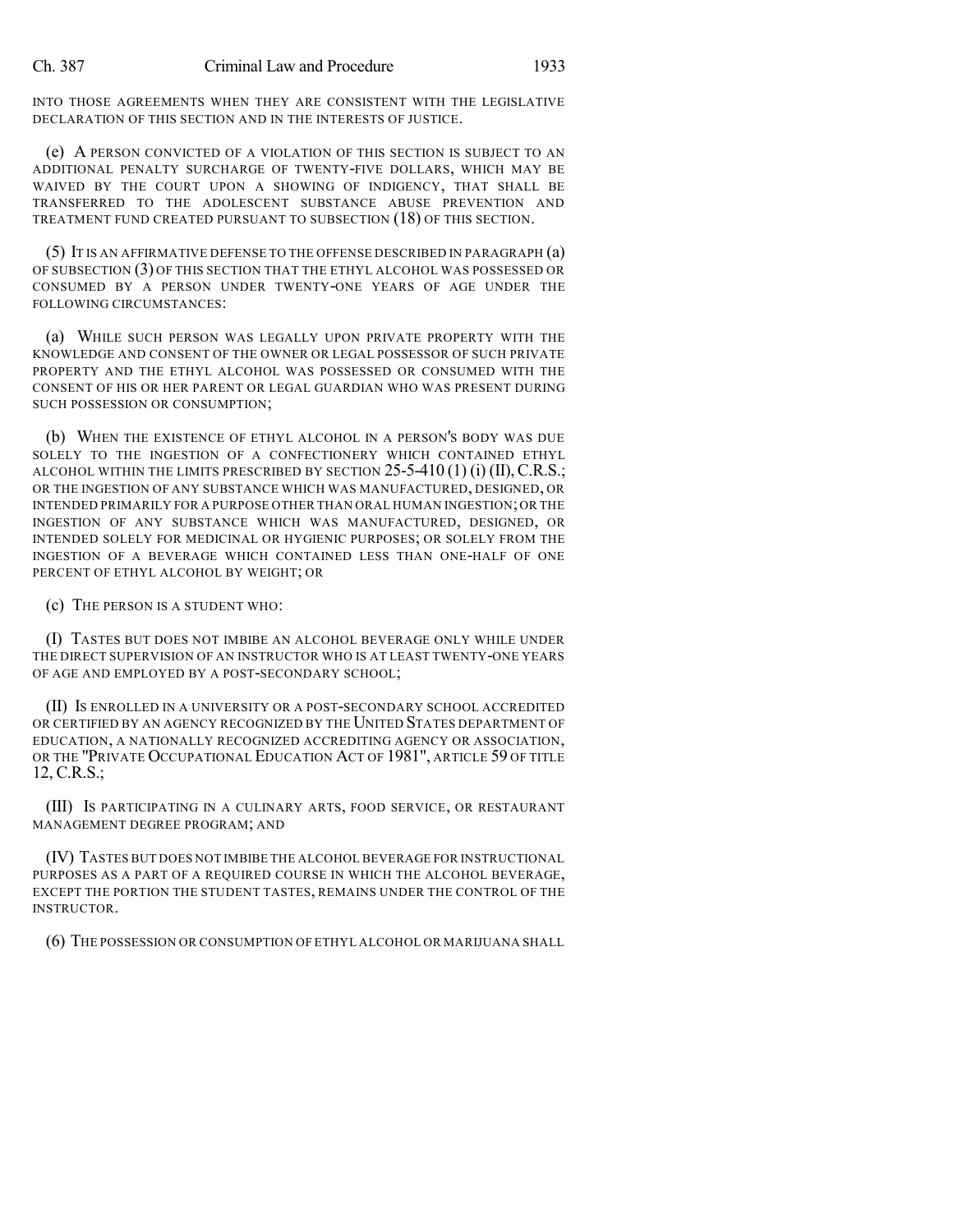INTO THOSE AGREEMENTS WHEN THEY ARE CONSISTENT WITH THE LEGISLATIVE DECLARATION OF THIS SECTION AND IN THE INTERESTS OF JUSTICE.

(e) A PERSON CONVICTED OF A VIOLATION OF THIS SECTION IS SUBJECT TO AN ADDITIONAL PENALTY SURCHARGE OF TWENTY-FIVE DOLLARS, WHICH MAY BE WAIVED BY THE COURT UPON A SHOWING OF INDIGENCY, THAT SHALL BE TRANSFERRED TO THE ADOLESCENT SUBSTANCE ABUSE PREVENTION AND TREATMENT FUND CREATED PURSUANT TO SUBSECTION (18) OF THIS SECTION.

(5) IT IS AN AFFIRMATIVE DEFENSE TO THE OFFENSE DESCRIBED IN PARAGRAPH (a) OF SUBSECTION (3) OF THIS SECTION THAT THE ETHYL ALCOHOL WAS POSSESSED OR CONSUMED BY A PERSON UNDER TWENTY-ONE YEARS OF AGE UNDER THE FOLLOWING CIRCUMSTANCES:

(a) WHILE SUCH PERSON WAS LEGALLY UPON PRIVATE PROPERTY WITH THE KNOWLEDGE AND CONSENT OF THE OWNER OR LEGAL POSSESSOR OF SUCH PRIVATE PROPERTY AND THE ETHYL ALCOHOL WAS POSSESSED OR CONSUMED WITH THE CONSENT OF HIS OR HER PARENT OR LEGAL GUARDIAN WHO WAS PRESENT DURING SUCH POSSESSION OR CONSUMPTION;

(b) WHEN THE EXISTENCE OF ETHYL ALCOHOL IN A PERSON'S BODY WAS DUE SOLELY TO THE INGESTION OF A CONFECTIONERY WHICH CONTAINED ETHYL ALCOHOL WITHIN THE LIMITS PRESCRIBED BY SECTION 25-5-410 (1) (i) (II), C.R.S.; OR THE INGESTION OF ANY SUBSTANCE WHICH WAS MANUFACTURED, DESIGNED, OR INTENDED PRIMARILY FOR A PURPOSE OTHER THAN ORAL HUMAN INGESTION; OR THE INGESTION OF ANY SUBSTANCE WHICH WAS MANUFACTURED, DESIGNED, OR INTENDED SOLELY FOR MEDICINAL OR HYGIENIC PURPOSES; OR SOLELY FROM THE INGESTION OF A BEVERAGE WHICH CONTAINED LESS THAN ONE-HALF OF ONE PERCENT OF ETHYL ALCOHOL BY WEIGHT; OR

(c) THE PERSON IS A STUDENT WHO:

(I) TASTES BUT DOES NOT IMBIBE AN ALCOHOL BEVERAGE ONLY WHILE UNDER THE DIRECT SUPERVISION OF AN INSTRUCTOR WHO IS AT LEAST TWENTY-ONE YEARS OF AGE AND EMPLOYED BY A POST-SECONDARY SCHOOL;

(II) IS ENROLLED IN A UNIVERSITY OR A POST-SECONDARY SCHOOL ACCREDITED OR CERTIFIED BY AN AGENCY RECOGNIZED BY THE UNITED STATES DEPARTMENT OF EDUCATION, A NATIONALLY RECOGNIZED ACCREDITING AGENCY OR ASSOCIATION, OR THE "PRIVATE OCCUPATIONAL EDUCATION ACT OF 1981", ARTICLE 59 OF TITLE 12, C.R.S.;

(III) IS PARTICIPATING IN A CULINARY ARTS, FOOD SERVICE, OR RESTAURANT MANAGEMENT DEGREE PROGRAM; AND

(IV) TASTES BUT DOES NOT IMBIBE THE ALCOHOL BEVERAGE FOR INSTRUCTIONAL PURPOSES AS A PART OF A REQUIRED COURSE IN WHICH THE ALCOHOL BEVERAGE, EXCEPT THE PORTION THE STUDENT TASTES, REMAINS UNDER THE CONTROL OF THE INSTRUCTOR.

(6) THE POSSESSION OR CONSUMPTION OF ETHYL ALCOHOL OR MARIJUANA SHALL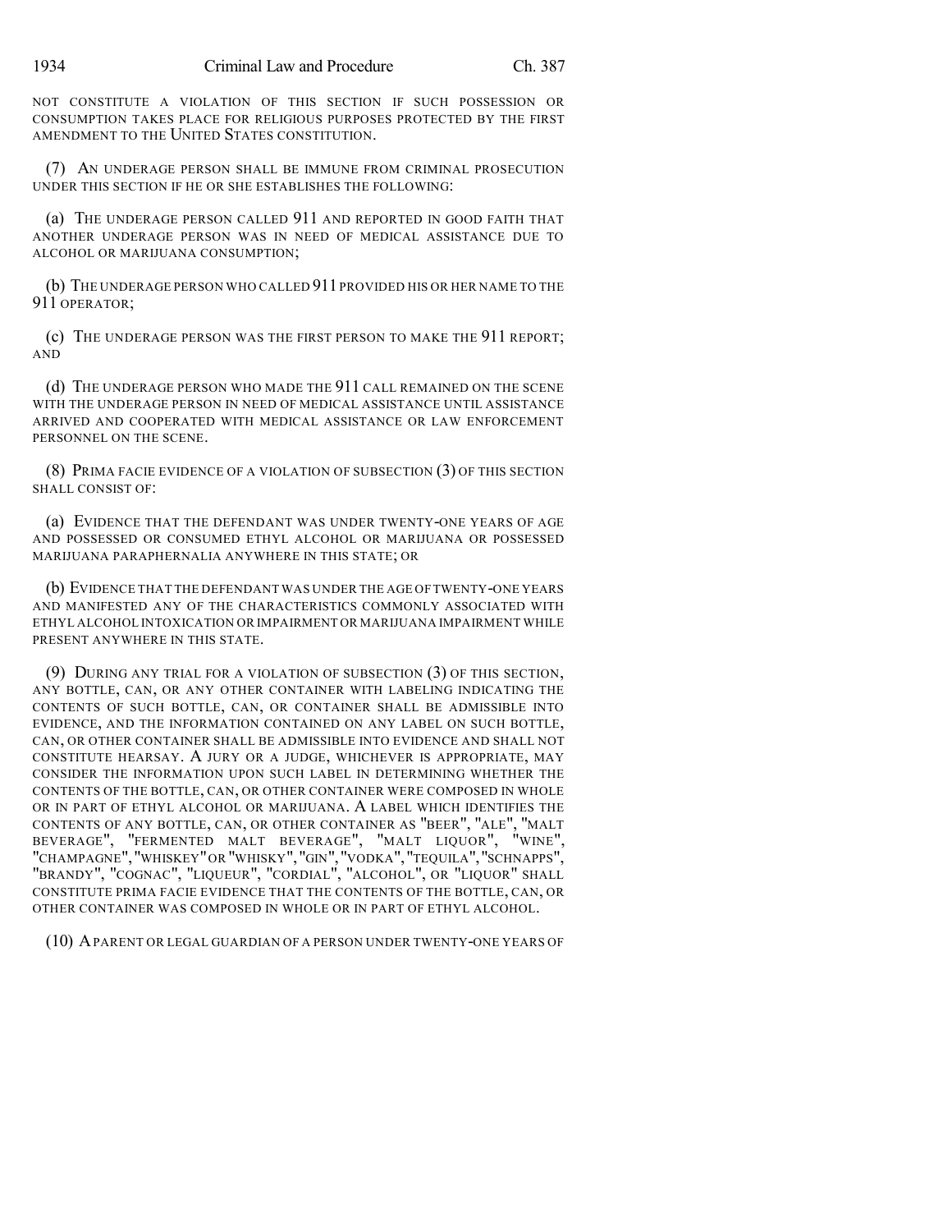NOT CONSTITUTE A VIOLATION OF THIS SECTION IF SUCH POSSESSION OR CONSUMPTION TAKES PLACE FOR RELIGIOUS PURPOSES PROTECTED BY THE FIRST AMENDMENT TO THE UNITED STATES CONSTITUTION.

(7) AN UNDERAGE PERSON SHALL BE IMMUNE FROM CRIMINAL PROSECUTION UNDER THIS SECTION IF HE OR SHE ESTABLISHES THE FOLLOWING:

(a) THE UNDERAGE PERSON CALLED 911 AND REPORTED IN GOOD FAITH THAT ANOTHER UNDERAGE PERSON WAS IN NEED OF MEDICAL ASSISTANCE DUE TO ALCOHOL OR MARIJUANA CONSUMPTION;

(b) THE UNDERAGE PERSON WHO CALLED 911 PROVIDED HIS OR HER NAME TO THE 911 OPERATOR;

(c) THE UNDERAGE PERSON WAS THE FIRST PERSON TO MAKE THE 911 REPORT; AND

(d) THE UNDERAGE PERSON WHO MADE THE 911 CALL REMAINED ON THE SCENE WITH THE UNDERAGE PERSON IN NEED OF MEDICAL ASSISTANCE UNTIL ASSISTANCE ARRIVED AND COOPERATED WITH MEDICAL ASSISTANCE OR LAW ENFORCEMENT PERSONNEL ON THE SCENE.

(8) PRIMA FACIE EVIDENCE OF A VIOLATION OF SUBSECTION (3) OF THIS SECTION SHALL CONSIST OF:

(a) EVIDENCE THAT THE DEFENDANT WAS UNDER TWENTY-ONE YEARS OF AGE AND POSSESSED OR CONSUMED ETHYL ALCOHOL OR MARIJUANA OR POSSESSED MARIJUANA PARAPHERNALIA ANYWHERE IN THIS STATE; OR

(b) EVIDENCE THAT THE DEFENDANT WAS UNDER THE AGE OF TWENTY-ONE YEARS AND MANIFESTED ANY OF THE CHARACTERISTICS COMMONLY ASSOCIATED WITH ETHYL ALCOHOL INTOXICATION OR IMPAIRMENT OR MARIJUANA IMPAIRMENT WHILE PRESENT ANYWHERE IN THIS STATE.

(9) DURING ANY TRIAL FOR A VIOLATION OF SUBSECTION (3) OF THIS SECTION, ANY BOTTLE, CAN, OR ANY OTHER CONTAINER WITH LABELING INDICATING THE CONTENTS OF SUCH BOTTLE, CAN, OR CONTAINER SHALL BE ADMISSIBLE INTO EVIDENCE, AND THE INFORMATION CONTAINED ON ANY LABEL ON SUCH BOTTLE, CAN, OR OTHER CONTAINER SHALL BE ADMISSIBLE INTO EVIDENCE AND SHALL NOT CONSTITUTE HEARSAY. A JURY OR A JUDGE, WHICHEVER IS APPROPRIATE, MAY CONSIDER THE INFORMATION UPON SUCH LABEL IN DETERMINING WHETHER THE CONTENTS OF THE BOTTLE, CAN, OR OTHER CONTAINER WERE COMPOSED IN WHOLE OR IN PART OF ETHYL ALCOHOL OR MARIJUANA. A LABEL WHICH IDENTIFIES THE CONTENTS OF ANY BOTTLE, CAN, OR OTHER CONTAINER AS "BEER", "ALE", "MALT BEVERAGE", "FERMENTED MALT BEVERAGE", "MALT LIQUOR", "WINE", "CHAMPAGNE", "WHISKEY" OR "WHISKY", "GIN", "VODKA", "TEQUILA", "SCHNAPPS", "BRANDY", "COGNAC", "LIQUEUR", "CORDIAL", "ALCOHOL", OR "LIQUOR" SHALL CONSTITUTE PRIMA FACIE EVIDENCE THAT THE CONTENTS OF THE BOTTLE, CAN, OR OTHER CONTAINER WAS COMPOSED IN WHOLE OR IN PART OF ETHYL ALCOHOL.

(10) A PARENT OR LEGAL GUARDIAN OF A PERSON UNDER TWENTY-ONE YEARS OF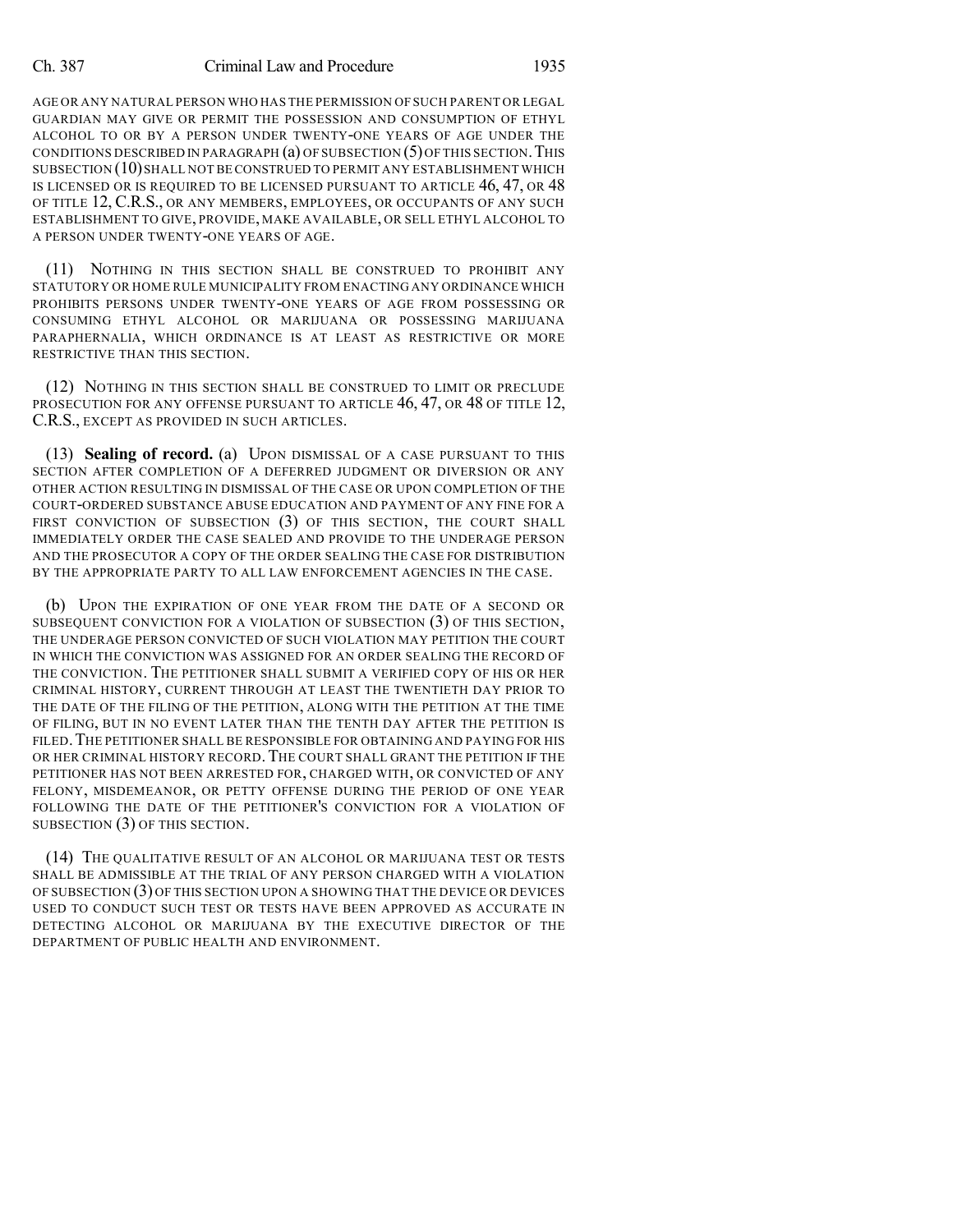AGE OR ANY NATURAL PERSON WHO HAS THE PERMISSION OF SUCH PARENT OR LEGAL GUARDIAN MAY GIVE OR PERMIT THE POSSESSION AND CONSUMPTION OF ETHYL ALCOHOL TO OR BY A PERSON UNDER TWENTY-ONE YEARS OF AGE UNDER THE CONDITIONS DESCRIBED IN PARAGRAPH (a) OF SUBSECTION (5) OF THIS SECTION. THIS SUBSECTION (10) SHALL NOT BE CONSTRUED TO PERMIT ANY ESTABLISHMENT WHICH IS LICENSED OR IS REQUIRED TO BE LICENSED PURSUANT TO ARTICLE 46, 47, OR 48 OF TITLE 12, C.R.S., OR ANY MEMBERS, EMPLOYEES, OR OCCUPANTS OF ANY SUCH ESTABLISHMENT TO GIVE, PROVIDE, MAKE AVAILABLE, OR SELL ETHYL ALCOHOL TO A PERSON UNDER TWENTY-ONE YEARS OF AGE.

(11) NOTHING IN THIS SECTION SHALL BE CONSTRUED TO PROHIBIT ANY STATUTORY OR HOME RULE MUNICIPALITY FROM ENACTING ANY ORDINANCE WHICH PROHIBITS PERSONS UNDER TWENTY-ONE YEARS OF AGE FROM POSSESSING OR CONSUMING ETHYL ALCOHOL OR MARIJUANA OR POSSESSING MARIJUANA PARAPHERNALIA, WHICH ORDINANCE IS AT LEAST AS RESTRICTIVE OR MORE RESTRICTIVE THAN THIS SECTION.

(12) NOTHING IN THIS SECTION SHALL BE CONSTRUED TO LIMIT OR PRECLUDE PROSECUTION FOR ANY OFFENSE PURSUANT TO ARTICLE 46, 47, OR 48 OF TITLE 12, C.R.S., EXCEPT AS PROVIDED IN SUCH ARTICLES.

(13) **Sealing of record.** (a) UPON DISMISSAL OF A CASE PURSUANT TO THIS SECTION AFTER COMPLETION OF A DEFERRED JUDGMENT OR DIVERSION OR ANY OTHER ACTION RESULTING IN DISMISSAL OF THE CASE OR UPON COMPLETION OF THE COURT-ORDERED SUBSTANCE ABUSE EDUCATION AND PAYMENT OF ANY FINE FOR A FIRST CONVICTION OF SUBSECTION (3) OF THIS SECTION, THE COURT SHALL IMMEDIATELY ORDER THE CASE SEALED AND PROVIDE TO THE UNDERAGE PERSON AND THE PROSECUTOR A COPY OF THE ORDER SEALING THE CASE FOR DISTRIBUTION BY THE APPROPRIATE PARTY TO ALL LAW ENFORCEMENT AGENCIES IN THE CASE.

(b) UPON THE EXPIRATION OF ONE YEAR FROM THE DATE OF A SECOND OR SUBSEQUENT CONVICTION FOR A VIOLATION OF SUBSECTION (3) OF THIS SECTION, THE UNDERAGE PERSON CONVICTED OF SUCH VIOLATION MAY PETITION THE COURT IN WHICH THE CONVICTION WAS ASSIGNED FOR AN ORDER SEALING THE RECORD OF THE CONVICTION. THE PETITIONER SHALL SUBMIT A VERIFIED COPY OF HIS OR HER CRIMINAL HISTORY, CURRENT THROUGH AT LEAST THE TWENTIETH DAY PRIOR TO THE DATE OF THE FILING OF THE PETITION, ALONG WITH THE PETITION AT THE TIME OF FILING, BUT IN NO EVENT LATER THAN THE TENTH DAY AFTER THE PETITION IS FILED. THE PETITIONER SHALL BE RESPONSIBLE FOR OBTAINING AND PAYING FOR HIS OR HER CRIMINAL HISTORY RECORD. THE COURT SHALL GRANT THE PETITION IF THE PETITIONER HAS NOT BEEN ARRESTED FOR, CHARGED WITH, OR CONVICTED OF ANY FELONY, MISDEMEANOR, OR PETTY OFFENSE DURING THE PERIOD OF ONE YEAR FOLLOWING THE DATE OF THE PETITIONER'S CONVICTION FOR A VIOLATION OF SUBSECTION (3) OF THIS SECTION.

(14) THE QUALITATIVE RESULT OF AN ALCOHOL OR MARIJUANA TEST OR TESTS SHALL BE ADMISSIBLE AT THE TRIAL OF ANY PERSON CHARGED WITH A VIOLATION OF SUBSECTION (3) OF THIS SECTION UPON A SHOWING THAT THE DEVICE OR DEVICES USED TO CONDUCT SUCH TEST OR TESTS HAVE BEEN APPROVED AS ACCURATE IN DETECTING ALCOHOL OR MARIJUANA BY THE EXECUTIVE DIRECTOR OF THE DEPARTMENT OF PUBLIC HEALTH AND ENVIRONMENT.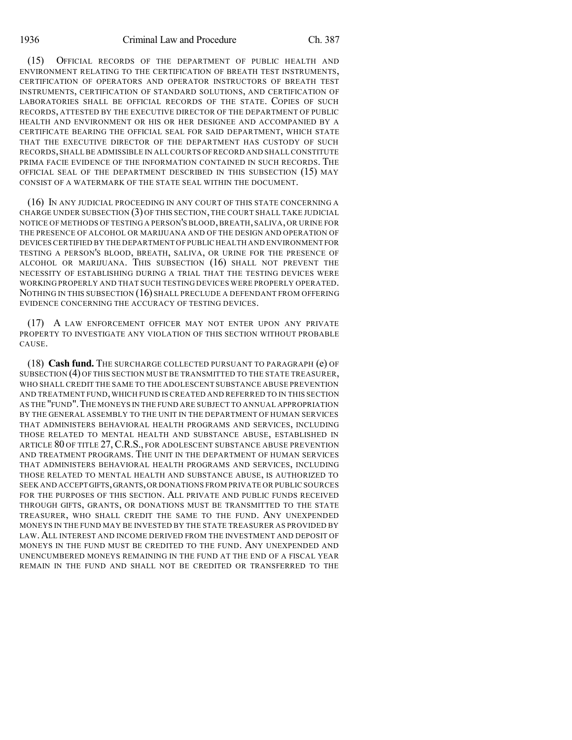(15) OFFICIAL RECORDS OF THE DEPARTMENT OF PUBLIC HEALTH AND ENVIRONMENT RELATING TO THE CERTIFICATION OF BREATH TEST INSTRUMENTS, CERTIFICATION OF OPERATORS AND OPERATOR INSTRUCTORS OF BREATH TEST INSTRUMENTS, CERTIFICATION OF STANDARD SOLUTIONS, AND CERTIFICATION OF LABORATORIES SHALL BE OFFICIAL RECORDS OF THE STATE. COPIES OF SUCH RECORDS, ATTESTED BY THE EXECUTIVE DIRECTOR OF THE DEPARTMENT OF PUBLIC HEALTH AND ENVIRONMENT OR HIS OR HER DESIGNEE AND ACCOMPANIED BY A CERTIFICATE BEARING THE OFFICIAL SEAL FOR SAID DEPARTMENT, WHICH STATE THAT THE EXECUTIVE DIRECTOR OF THE DEPARTMENT HAS CUSTODY OF SUCH RECORDS, SHALL BE ADMISSIBLE IN ALL COURTS OF RECORD AND SHALL CONSTITUTE PRIMA FACIE EVIDENCE OF THE INFORMATION CONTAINED IN SUCH RECORDS. THE OFFICIAL SEAL OF THE DEPARTMENT DESCRIBED IN THIS SUBSECTION (15) MAY CONSIST OF A WATERMARK OF THE STATE SEAL WITHIN THE DOCUMENT.

(16) IN ANY JUDICIAL PROCEEDING IN ANY COURT OF THIS STATE CONCERNING A CHARGE UNDER SUBSECTION (3) OF THIS SECTION, THE COURT SHALL TAKE JUDICIAL NOTICE OF METHODS OF TESTING A PERSON'S BLOOD, BREATH, SALIVA, OR URINE FOR THE PRESENCE OF ALCOHOL OR MARIJUANA AND OF THE DESIGN AND OPERATION OF DEVICES CERTIFIED BY THE DEPARTMENT OF PUBLIC HEALTH AND ENVIRONMENT FOR TESTING A PERSON'S BLOOD, BREATH, SALIVA, OR URINE FOR THE PRESENCE OF ALCOHOL OR MARIJUANA. THIS SUBSECTION (16) SHALL NOT PREVENT THE NECESSITY OF ESTABLISHING DURING A TRIAL THAT THE TESTING DEVICES WERE WORKING PROPERLY AND THAT SUCH TESTING DEVICES WERE PROPERLY OPERATED. NOTHING IN THIS SUBSECTION (16) SHALL PRECLUDE A DEFENDANT FROM OFFERING EVIDENCE CONCERNING THE ACCURACY OF TESTING DEVICES.

(17) A LAW ENFORCEMENT OFFICER MAY NOT ENTER UPON ANY PRIVATE PROPERTY TO INVESTIGATE ANY VIOLATION OF THIS SECTION WITHOUT PROBABLE CAUSE.

(18) **Cash fund.** THE SURCHARGE COLLECTED PURSUANT TO PARAGRAPH (e) OF SUBSECTION (4) OF THIS SECTION MUST BE TRANSMITTED TO THE STATE TREASURER, WHO SHALL CREDIT THE SAME TO THE ADOLESCENT SUBSTANCE ABUSE PREVENTION AND TREATMENT FUND, WHICH FUND IS CREATED AND REFERRED TO IN THIS SECTION AS THE "FUND". THE MONEYS IN THE FUND ARE SUBJECT TO ANNUAL APPROPRIATION BY THE GENERAL ASSEMBLY TO THE UNIT IN THE DEPARTMENT OF HUMAN SERVICES THAT ADMINISTERS BEHAVIORAL HEALTH PROGRAMS AND SERVICES, INCLUDING THOSE RELATED TO MENTAL HEALTH AND SUBSTANCE ABUSE, ESTABLISHED IN ARTICLE 80 OF TITLE 27, C.R.S., FOR ADOLESCENT SUBSTANCE ABUSE PREVENTION AND TREATMENT PROGRAMS. THE UNIT IN THE DEPARTMENT OF HUMAN SERVICES THAT ADMINISTERS BEHAVIORAL HEALTH PROGRAMS AND SERVICES, INCLUDING THOSE RELATED TO MENTAL HEALTH AND SUBSTANCE ABUSE, IS AUTHORIZED TO SEEK AND ACCEPT GIFTS, GRANTS, OR DONATIONS FROM PRIVATE OR PUBLIC SOURCES FOR THE PURPOSES OF THIS SECTION. ALL PRIVATE AND PUBLIC FUNDS RECEIVED THROUGH GIFTS, GRANTS, OR DONATIONS MUST BE TRANSMITTED TO THE STATE TREASURER, WHO SHALL CREDIT THE SAME TO THE FUND. ANY UNEXPENDED MONEYS IN THE FUND MAY BE INVESTED BY THE STATE TREASURER AS PROVIDED BY LAW. ALL INTEREST AND INCOME DERIVED FROM THE INVESTMENT AND DEPOSIT OF MONEYS IN THE FUND MUST BE CREDITED TO THE FUND. ANY UNEXPENDED AND UNENCUMBERED MONEYS REMAINING IN THE FUND AT THE END OF A FISCAL YEAR REMAIN IN THE FUND AND SHALL NOT BE CREDITED OR TRANSFERRED TO THE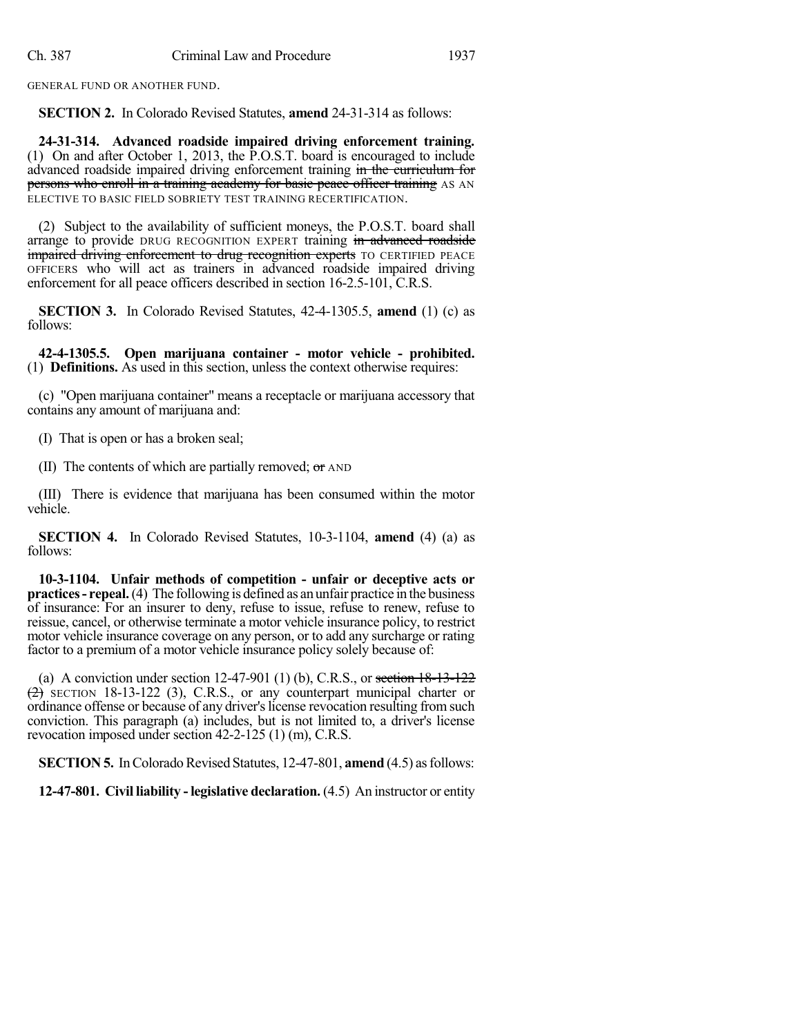GENERAL FUND OR ANOTHER FUND.

**SECTION 2.** In Colorado Revised Statutes, **amend** 24-31-314 as follows:

**24-31-314. Advanced roadside impaired driving enforcement training.** (1) On and after October 1, 2013, the P.O.S.T. board is encouraged to include advanced roadside impaired driving enforcement training ~~in the curriculum for persons who enroll in a training academy for basic peace officer training~~ AS AN ELECTIVE TO BASIC FIELD SOBRIETY TEST TRAINING RECERTIFICATION.

(2) Subject to the availability of sufficient moneys, the P.O.S.T. board shall arrange to provide DRUG RECOGNITION EXPERT training ~~in advanced roadside impaired driving enforcement to drug recognition experts~~ TO CERTIFIED PEACE OFFICERS who will act as trainers in advanced roadside impaired driving enforcement for all peace officers described in section 16-2.5-101, C.R.S.

**SECTION 3.** In Colorado Revised Statutes, 42-4-1305.5, **amend** (1) (c) as follows:

**42-4-1305.5. Open marijuana container - motor vehicle - prohibited.** (1) **Definitions.** As used in this section, unless the context otherwise requires:

(c) "Open marijuana container" means a receptacle or marijuana accessory that contains any amount of marijuana and:

(I) That is open or has a broken seal;

(II) The contents of which are partially removed; ~~or~~ AND

(III) There is evidence that marijuana has been consumed within the motor vehicle.

**SECTION 4.** In Colorado Revised Statutes, 10-3-1104, **amend** (4) (a) as follows:

**10-3-1104. Unfair methods of competition - unfair or deceptive acts or practices - repeal.** (4) The following is defined as an unfair practice in the business of insurance: For an insurer to deny, refuse to issue, refuse to renew, refuse to reissue, cancel, or otherwise terminate a motor vehicle insurance policy, to restrict motor vehicle insurance coverage on any person, or to add any surcharge or rating factor to a premium of a motor vehicle insurance policy solely because of:

(a) A conviction under section 12-47-901 (1) (b), C.R.S., or ~~section 18-13-122 (2)~~ SECTION 18-13-122 (3), C.R.S., or any counterpart municipal charter or ordinance offense or because of any driver's license revocation resulting from such conviction. This paragraph (a) includes, but is not limited to, a driver's license revocation imposed under section 42-2-125 (1) (m), C.R.S.

**SECTION 5.** In Colorado Revised Statutes, 12-47-801, **amend** (4.5) as follows:

**12-47-801. Civil liability - legislative declaration.** (4.5) An instructor or entity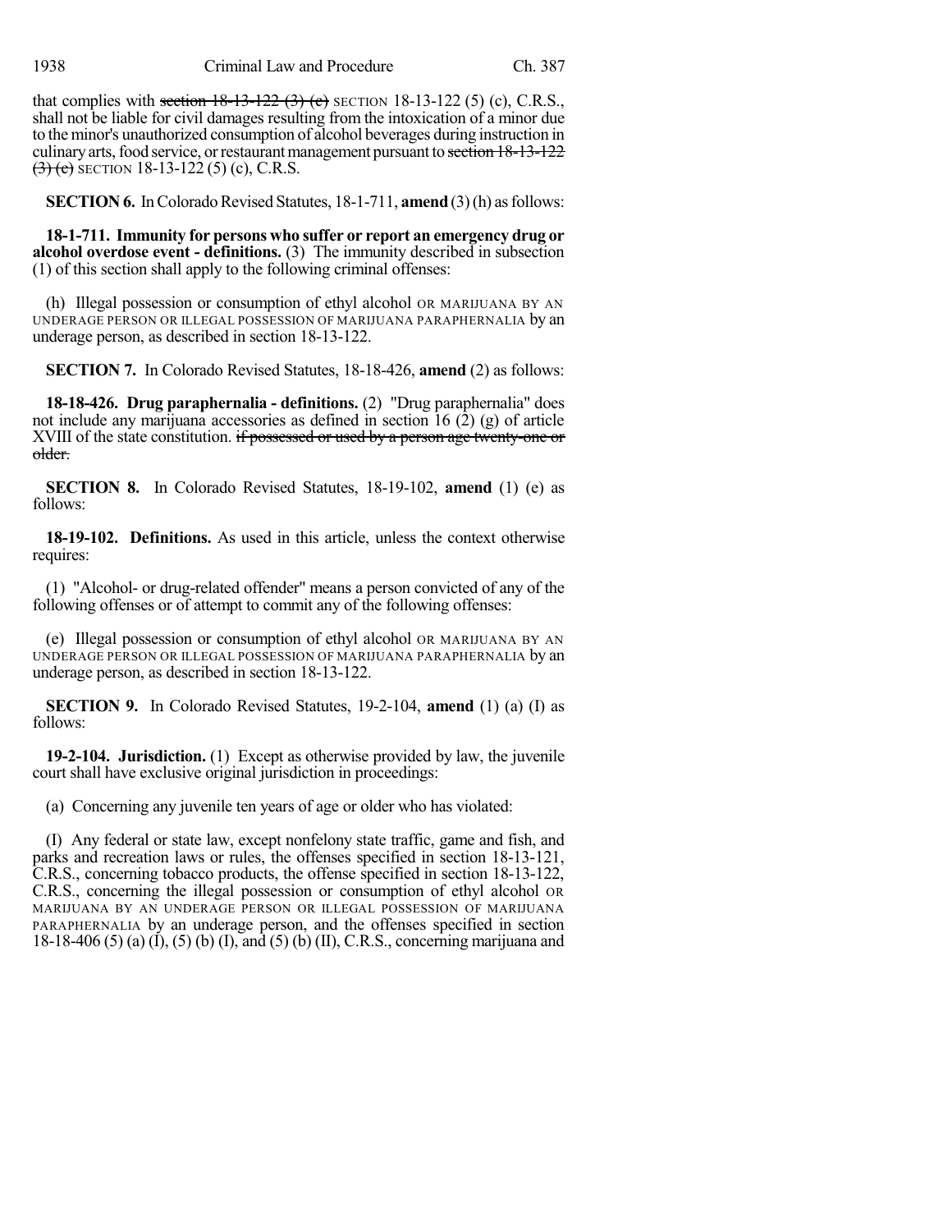that complies with ~~section 18-13-122 (3) (c)~~ SECTION 18-13-122 (5) (c), C.R.S., shall not be liable for civil damages resulting from the intoxication of a minor due to the minor's unauthorized consumption of alcohol beverages during instruction in culinary arts, food service, or restaurant management pursuant to ~~section 18-13-122 (3) (c)~~ SECTION 18-13-122 (5) (c), C.R.S.

**SECTION 6.** In Colorado Revised Statutes, 18-1-711, **amend** (3) (h) as follows:

**18-1-711. Immunity for persons who suffer or report an emergency drug or alcohol overdose event - definitions.** (3) The immunity described in subsection (1) of this section shall apply to the following criminal offenses:

(h) Illegal possession or consumption of ethyl alcohol OR MARIJUANA BY AN UNDERAGE PERSON OR ILLEGAL POSSESSION OF MARIJUANA PARAPHERNALIA by an underage person, as described in section 18-13-122.

**SECTION 7.** In Colorado Revised Statutes, 18-18-426, **amend** (2) as follows:

**18-18-426. Drug paraphernalia - definitions.** (2) "Drug paraphernalia" does not include any marijuana accessories as defined in section 16 (2) (g) of article XVIII of the state constitution. ~~if possessed or used by a person age twenty-one or older.~~

**SECTION 8.** In Colorado Revised Statutes, 18-19-102, **amend** (1) (e) as follows:

**18-19-102. Definitions.** As used in this article, unless the context otherwise requires:

(1) "Alcohol- or drug-related offender" means a person convicted of any of the following offenses or of attempt to commit any of the following offenses:

(e) Illegal possession or consumption of ethyl alcohol OR MARIJUANA BY AN UNDERAGE PERSON OR ILLEGAL POSSESSION OF MARIJUANA PARAPHERNALIA by an underage person, as described in section 18-13-122.

**SECTION 9.** In Colorado Revised Statutes, 19-2-104, **amend** (1) (a) (I) as follows:

**19-2-104. Jurisdiction.** (1) Except as otherwise provided by law, the juvenile court shall have exclusive original jurisdiction in proceedings:

(a) Concerning any juvenile ten years of age or older who has violated:

(I) Any federal or state law, except nonfelony state traffic, game and fish, and parks and recreation laws or rules, the offenses specified in section 18-13-121, C.R.S., concerning tobacco products, the offense specified in section 18-13-122, C.R.S., concerning the illegal possession or consumption of ethyl alcohol OR MARIJUANA BY AN UNDERAGE PERSON OR ILLEGAL POSSESSION OF MARIJUANA PARAPHERNALIA by an underage person, and the offenses specified in section 18-18-406 (5) (a) (I), (5) (b) (I), and (5) (b) (II), C.R.S., concerning marijuana and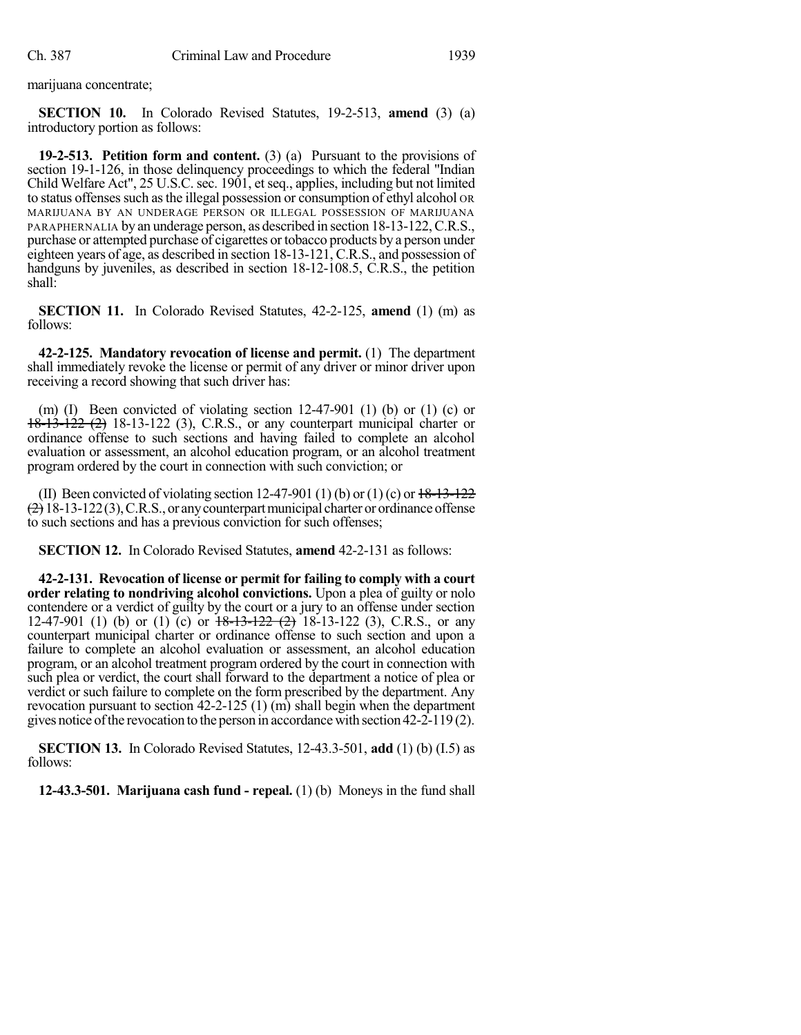marijuana concentrate;

**SECTION 10.** In Colorado Revised Statutes, 19-2-513, **amend** (3) (a) introductory portion as follows:

**19-2-513. Petition form and content.** (3) (a) Pursuant to the provisions of section 19-1-126, in those delinquency proceedings to which the federal "Indian Child Welfare Act", 25 U.S.C. sec. 1901, et seq., applies, including but not limited to status offenses such as the illegal possession or consumption of ethyl alcohol OR MARIJUANA BY AN UNDERAGE PERSON OR ILLEGAL POSSESSION OF MARIJUANA PARAPHERNALIA by an underage person, as described in section 18-13-122, C.R.S., purchase or attempted purchase of cigarettes or tobacco products by a person under eighteen years of age, as described in section 18-13-121, C.R.S., and possession of handguns by juveniles, as described in section 18-12-108.5, C.R.S., the petition shall:

**SECTION 11.** In Colorado Revised Statutes, 42-2-125, **amend** (1) (m) as follows:

**42-2-125. Mandatory revocation of license and permit.** (1) The department shall immediately revoke the license or permit of any driver or minor driver upon receiving a record showing that such driver has:

(m) (I) Been convicted of violating section 12-47-901 (1) (b) or (1) (c) or ~~18-13-122 (2)~~ 18-13-122 (3), C.R.S., or any counterpart municipal charter or ordinance offense to such sections and having failed to complete an alcohol evaluation or assessment, an alcohol education program, or an alcohol treatment program ordered by the court in connection with such conviction; or

(II) Been convicted of violating section 12-47-901 (1) (b) or (1) (c) or ~~18-13-122 (2)~~ 18-13-122 (3), C.R.S., or any counterpart municipal charter or ordinance offense to such sections and has a previous conviction for such offenses;

**SECTION 12.** In Colorado Revised Statutes, **amend** 42-2-131 as follows:

**42-2-131. Revocation of license or permit for failing to comply with a court order relating to nondriving alcohol convictions.** Upon a plea of guilty or nolo contendere or a verdict of guilty by the court or a jury to an offense under section 12-47-901 (1) (b) or (1) (c) or ~~18-13-122 (2)~~ 18-13-122 (3), C.R.S., or any counterpart municipal charter or ordinance offense to such section and upon a failure to complete an alcohol evaluation or assessment, an alcohol education program, or an alcohol treatment program ordered by the court in connection with such plea or verdict, the court shall forward to the department a notice of plea or verdict or such failure to complete on the form prescribed by the department. Any revocation pursuant to section 42-2-125 (1) (m) shall begin when the department gives notice of the revocation to the person in accordance with section 42-2-119 (2).

**SECTION 13.** In Colorado Revised Statutes, 12-43.3-501, **add** (1) (b) (I.5) as follows:

**12-43.3-501. Marijuana cash fund - repeal.** (1) (b) Moneys in the fund shall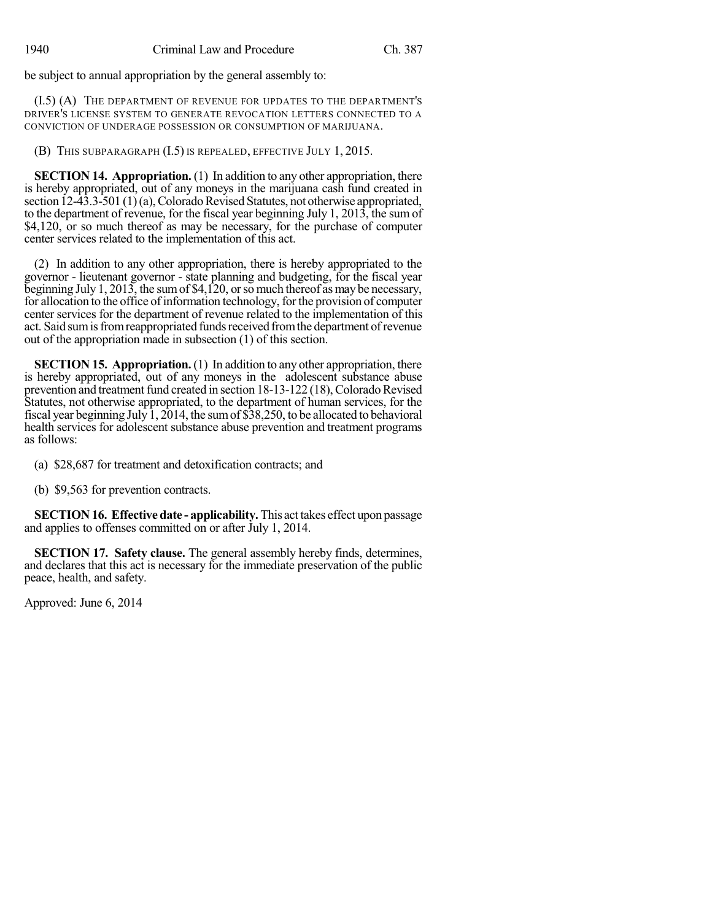be subject to annual appropriation by the general assembly to:

(I.5) (A) THE DEPARTMENT OF REVENUE FOR UPDATES TO THE DEPARTMENT'S DRIVER'S LICENSE SYSTEM TO GENERATE REVOCATION LETTERS CONNECTED TO A CONVICTION OF UNDERAGE POSSESSION OR CONSUMPTION OF MARIJUANA.

(B) THIS SUBPARAGRAPH (I.5) IS REPEALED, EFFECTIVE JULY 1, 2015.

**SECTION 14. Appropriation.** (1) In addition to any other appropriation, there is hereby appropriated, out of any moneys in the marijuana cash fund created in section 12-43.3-501 (1) (a), Colorado Revised Statutes, not otherwise appropriated, to the department of revenue, for the fiscal year beginning July 1, 2013, the sum of $4,120, or so much thereof as may be necessary, for the purchase of computer center services related to the implementation of this act.

(2) In addition to any other appropriation, there is hereby appropriated to the governor - lieutenant governor - state planning and budgeting, for the fiscal year beginning July 1, 2013, the sum of $4,120, or so much thereof as may be necessary, for allocation to the office of information technology, for the provision of computer center services for the department of revenue related to the implementation of this act. Said sum is from reappropriated funds received from the department of revenue out of the appropriation made in subsection (1) of this section.

**SECTION 15. Appropriation.** (1) In addition to any other appropriation, there is hereby appropriated, out of any moneys in the adolescent substance abuse prevention and treatment fund created in section 18-13-122 (18), Colorado Revised Statutes, not otherwise appropriated, to the department of human services, for the fiscal year beginning July 1, 2014, the sum of $38,250, to be allocated to behavioral health services for adolescent substance abuse prevention and treatment programs as follows:

(a) $28,687 for treatment and detoxification contracts; and

(b) $9,563 for prevention contracts.

**SECTION 16. Effective date - applicability.** This act takes effect upon passage and applies to offenses committed on or after July 1, 2014.

**SECTION 17. Safety clause.** The general assembly hereby finds, determines, and declares that this act is necessary for the immediate preservation of the public peace, health, and safety.

Approved: June 6, 2014